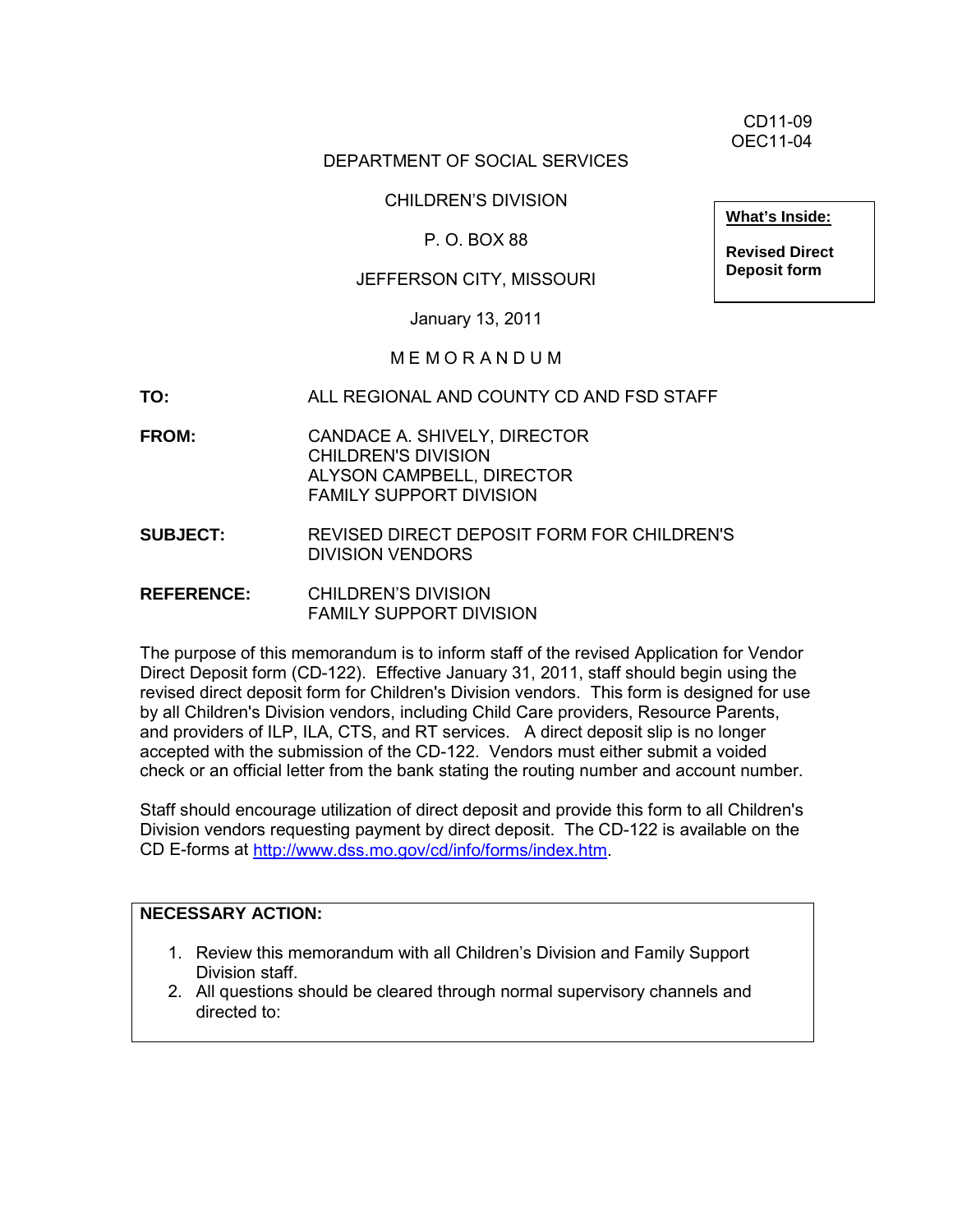CD11-09
OEC11-04

DEPARTMENT OF SOCIAL SERVICES

CHILDREN'S DIVISION

P. O. BOX 88

JEFFERSON CITY, MISSOURI

January 13, 2011

**What's Inside:**

**Revised Direct Deposit form**

M E M O R A N D U M

**TO:** ALL REGIONAL AND COUNTY CD AND FSD STAFF

**FROM:** CANDACE A. SHIVELY, DIRECTOR
CHILDREN'S DIVISION
ALYSON CAMPBELL, DIRECTOR
FAMILY SUPPORT DIVISION

**SUBJECT:** REVISED DIRECT DEPOSIT FORM FOR CHILDREN'S DIVISION VENDORS

**REFERENCE:** CHILDREN'S DIVISION
FAMILY SUPPORT DIVISION

The purpose of this memorandum is to inform staff of the revised Application for Vendor Direct Deposit form (CD-122). Effective January 31, 2011, staff should begin using the revised direct deposit form for Children's Division vendors. This form is designed for use by all Children's Division vendors, including Child Care providers, Resource Parents, and providers of ILP, ILA, CTS, and RT services. A direct deposit slip is no longer accepted with the submission of the CD-122. Vendors must either submit a voided check or an official letter from the bank stating the routing number and account number.

Staff should encourage utilization of direct deposit and provide this form to all Children's Division vendors requesting payment by direct deposit. The CD-122 is available on the CD E-forms at http://www.dss.mo.gov/cd/info/forms/index.htm.

**NECESSARY ACTION:**

1. Review this memorandum with all Children's Division and Family Support Division staff.
2. All questions should be cleared through normal supervisory channels and directed to: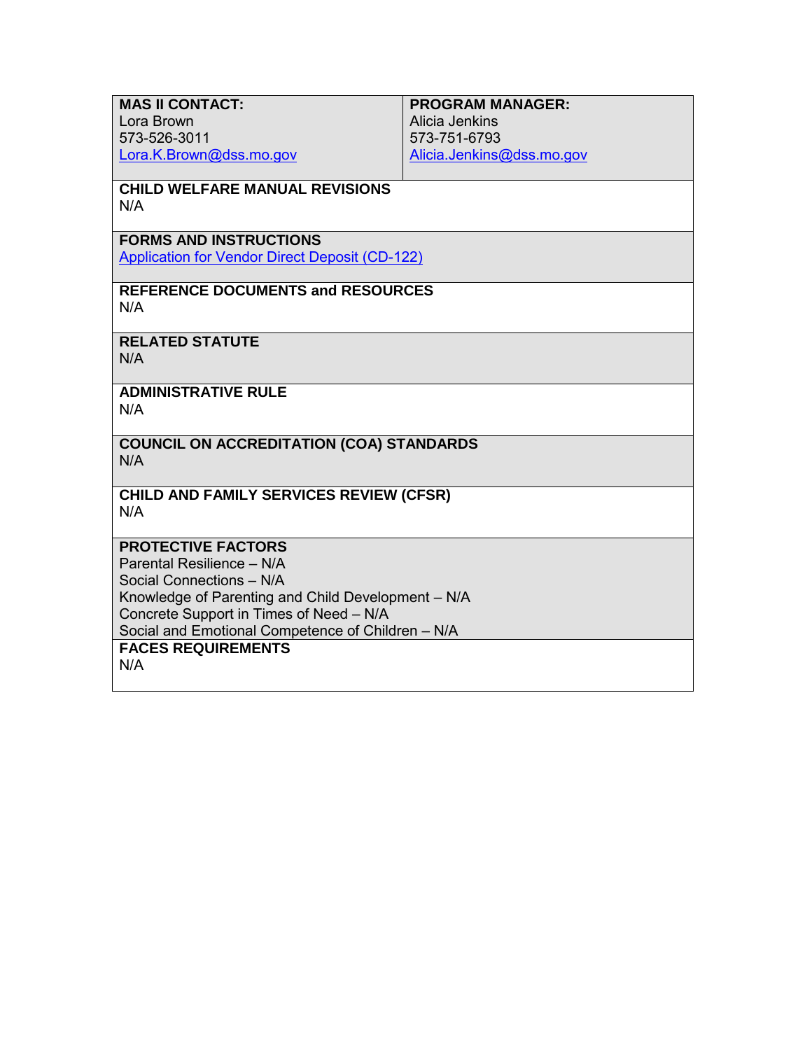| **MAS II CONTACT:** | **PROGRAM MANAGER:** |
|---|---|
| Lora Brown<br>573-526-3011<br>Lora.K.Brown@dss.mo.gov | Alicia Jenkins<br>573-751-6793<br>Alicia.Jenkins@dss.mo.gov |

**CHILD WELFARE MANUAL REVISIONS**
N/A

**FORMS AND INSTRUCTIONS**
Application for Vendor Direct Deposit (CD-122)

**REFERENCE DOCUMENTS and RESOURCES**
N/A

**RELATED STATUTE**
N/A

**ADMINISTRATIVE RULE**
N/A

**COUNCIL ON ACCREDITATION (COA) STANDARDS**
N/A

**CHILD AND FAMILY SERVICES REVIEW (CFSR)**
N/A

**PROTECTIVE FACTORS**
Parental Resilience – N/A
Social Connections – N/A
Knowledge of Parenting and Child Development – N/A
Concrete Support in Times of Need – N/A
Social and Emotional Competence of Children – N/A

**FACES REQUIREMENTS**
N/A